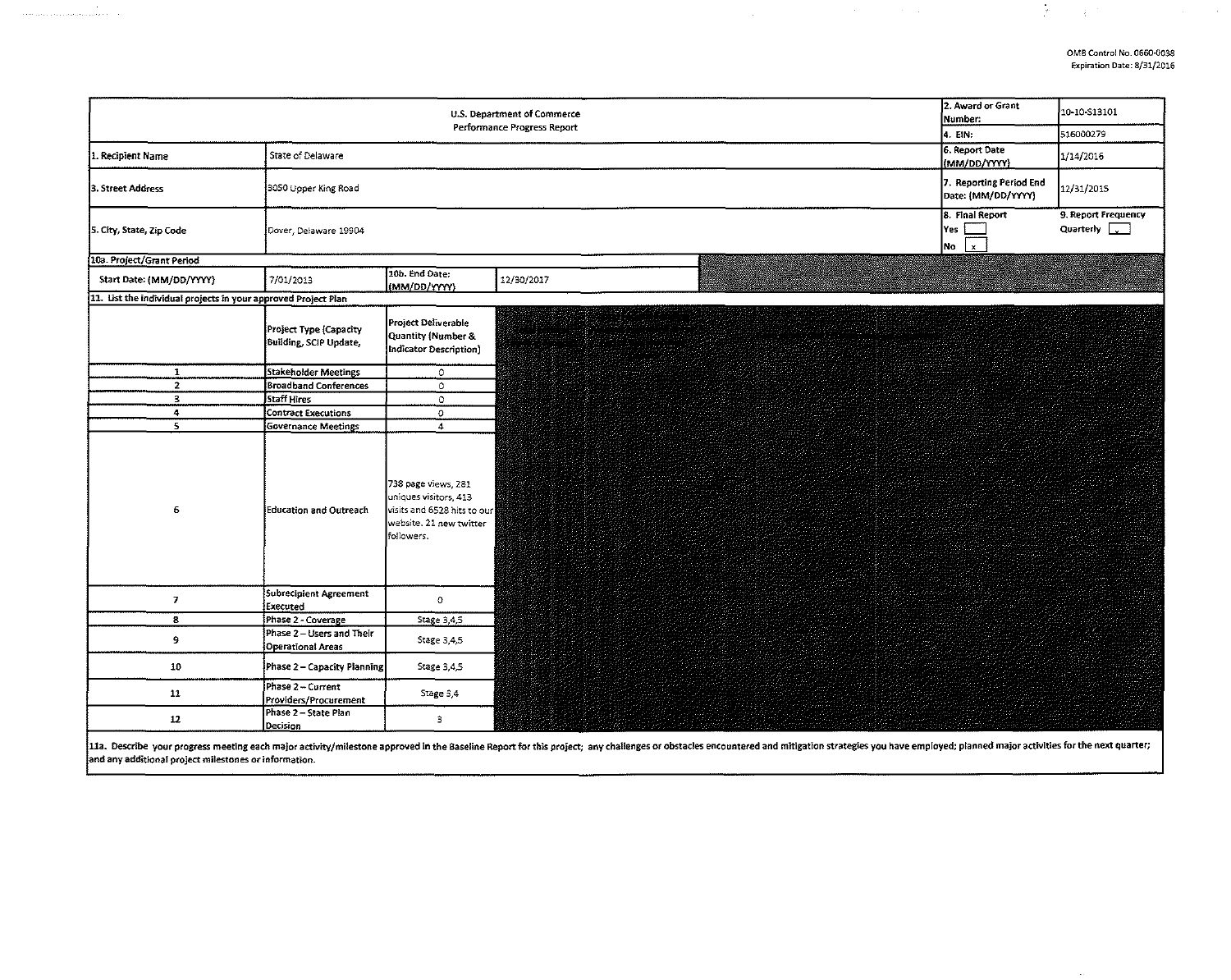OMB Control No. 0660-0038
Expiration Date: 8/31/2016

| U.S. Department of Commerce Performance Progress Report | | | | 2. Award or Grant Number: | 10-10-S13101 |
|---|---|---|---|---|---|
| | | | | 4. EIN: | 516000279 |
| 1. Recipient Name | State of Delaware | | | 6. Report Date (MM/DD/YYYY) | 1/14/2016 |
| 3. Street Address | 3050 Upper King Road | | | 7. Reporting Period End Date: (MM/DD/YYYY) | 12/31/2015 |
| 5. City, State, Zip Code | Dover, Delaware 19904 | | | 8. Final Report Yes [ ] No [x] | 9. Report Frequency Quarterly [x] |
| 10a. Project/Grant Period | | | | | |
| Start Date: (MM/DD/YYYY) | 7/01/2013 | 10b. End Date: (MM/DD/YYYY) | 12/30/2017 | | |

**11. List the individual projects in your approved Project Plan**

| | Project Type (Capacity Building, SCIP Update, | Project Deliverable Quantity (Number & Indicator Description) |
|---|---|---|
| 1 | Stakeholder Meetings | 0 |
| 2 | Broadband Conferences | 0 |
| 3 | Staff Hires | 0 |
| 4 | Contract Executions | 0 |
| 5 | Governance Meetings | 4 |
| 6 | Education and Outreach | 738 page views, 281 uniques visitors, 413 visits and 6528 hits to our website. 21 new twitter followers. |
| 7 | Subrecipient Agreement Executed | 0 |
| 8 | Phase 2 - Coverage | Stage 3,4,5 |
| 9 | Phase 2 – Users and Their Operational Areas | Stage 3,4,5 |
| 10 | Phase 2 – Capacity Planning | Stage 3,4,5 |
| 11 | Phase 2 – Current Providers/Procurement | Stage 3,4 |
| 12 | Phase 2 – State Plan Decision | 3 |

11a. Describe your progress meeting each major activity/milestone approved in the Baseline Report for this project; any challenges or obstacles encountered and mitigation strategies you have employed; planned major activities for the next quarter; and any additional project milestones or information.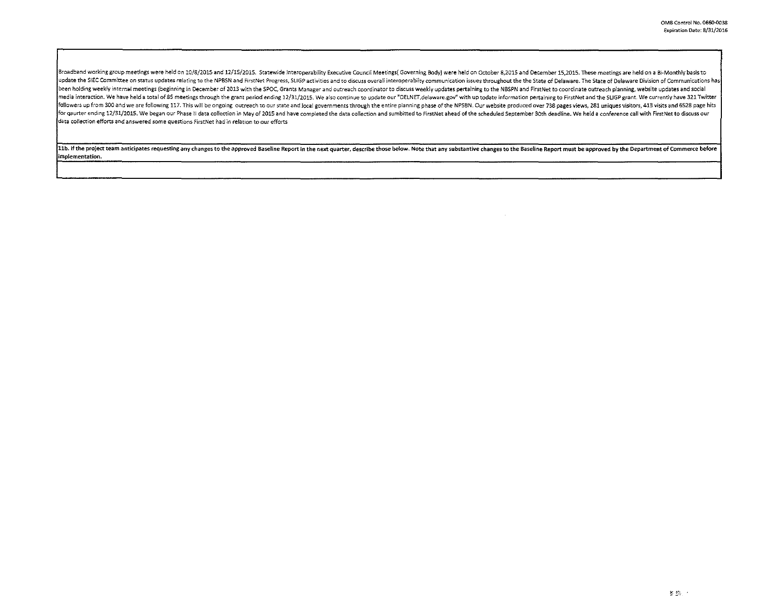Broadband working group meetings were held on 10/8/2015 and 12/15/2015. Statewide Interoperability Executive Council Meetings( Governing Body) were held on October 8,2015 and December 15,2015. These meetings are held on a Bi-Monthly basis to update the SIEC Committee on status updates relating to the NPBSN and FirstNet Progress, SLIGP activities and to discuss overall interoperability communication issues throughout the the State of Delaware. The State of Delaware Division of Communications has been holding weekly internal meetings (beginning in December of 2013 with the SPOC, Grants Manager and outreach coordinator to discuss weekly updates pertaining to the NBSPN and FirstNet to coordinate outreach planning, website updates and social media interaction. We have held a total of 85 meetings through the grant period ending 12/31/2015. We also continue to update our "DELNET.delaware.gov" with up todate information pertaining to FirstNet and the SLIGP grant. We currently have 321 Twitter followers up from 300 and we are following 117. This will be ongoing outreach to our state and local governments through the entire planning phase of the NPSBN. Our website produced over 738 pages views, 281 uniques visitors, 413 visits and 6528 page hits for qaurter ending 12/31/2015. We began our Phase II data collection in May of 2015 and have completed the data collection and sumbitted to FirstNet ahead of the scheduled September 30th deadline. We held a conference call with FirstNet to discuss our data collection efforts and answered some questions FirstNet had in relation to our efforts

**11b. If the project team anticipates requesting any changes to the approved Baseline Report in the next quarter, describe those below. Note that any substantive changes to the Baseline Report must be approved by the Department of Commerce before implementation.**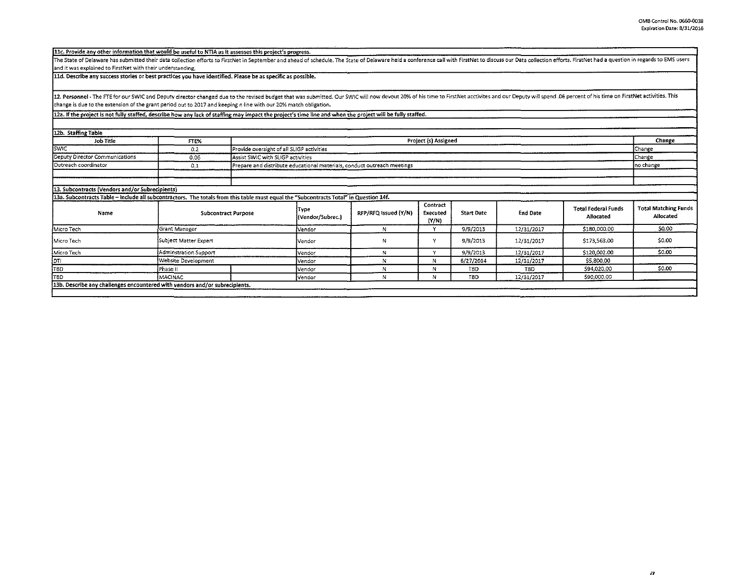**11c. Provide any other information that would be useful to NTIA as it assesses this project's progress.**

The State of Delaware has submitted their data collection efforts to FirstNet in September and ahead of schedule. The State of Delaware held a conference call with FirstNet to discuss our Data collection efforts. FirstNet had a question in regards to EMS users and it was explained to FirstNet with their understanding.

**11d. Describe any success stories or best practices you have identified. Please be as specific as possible.**

**12. Personnel** - The FTE for our SWIC and Deputy director changed due to the revised budget that was submitted. Our SWIC will now devout 20% of his time to FirstNet acctivites and our Deputy will spend .06 percent of his time on FirstNet activities. This change is due to the extension of the grant period out to 2017 and keeping n line with our 20% match obligation.

**12a. If the project is not fully staffed, describe how any lack of staffing may impact the project's time line and when the project will be fully staffed.**

**12b. Staffing Table**

| Job Title | FTE% | Project (s) Assigned | Change |
|---|---|---|---|
| SWIC | 0.2 | Provide oversight of all SLIGP activities | Change |
| Deputy Director Communications | 0.06 | Assist SWIC with SLIGP activities | Change |
| Outreach coordinator | 0.1 | Prepare and distribute educational materials, conduct outreach meetings | no change |
| | | | |
| | | | |

**13. Subcontracts (Vendors and/or Subrecipients)**

**13a. Subcontracts Table – Include all subcontractors. The totals from this table must equal the "Subcontracts Total" in Question 14f.**

| Name | Subcontract Purpose | | Type (Vendor/Subrec.) | RFP/RFQ Issued (Y/N) | Contract Executed (Y/N) | Start Date | End Date | Total Federal Funds Allocated | Total Matching Funds Allocated |
|---|---|---|---|---|---|---|---|---|---|
| Micro Tech | Grant Manager | | Vendor | N | Y | 9/9/2013 | 12/31/2017 | $180,000.00 | $0.00 |
| Micro Tech | Subject Matter Expert | | Vendor | N | Y | 9/9/2013 | 12/31/2017 | $173,563.00 | $0.00 |
| Micro Tech | Adminstration Support | | Vendor | N | Y | 9/9/2013 | 12/31/2017 | $120,002.00 | $0.00 |
| DTI | Website Development | | Vendor | N | N | 6/27/2014 | 12/31/2017 | $5,800.00 | |
| TBD | Phase II | | Vendor | N | N | TBD | TBD | $94,020.00 | $0.00 |
| TBD | MACINAC | | Vendor | N | N | TBD | 12/31/2017 | $90,000.00 | |

**13b. Describe any challenges encountered with vendors and/or subrecipients.**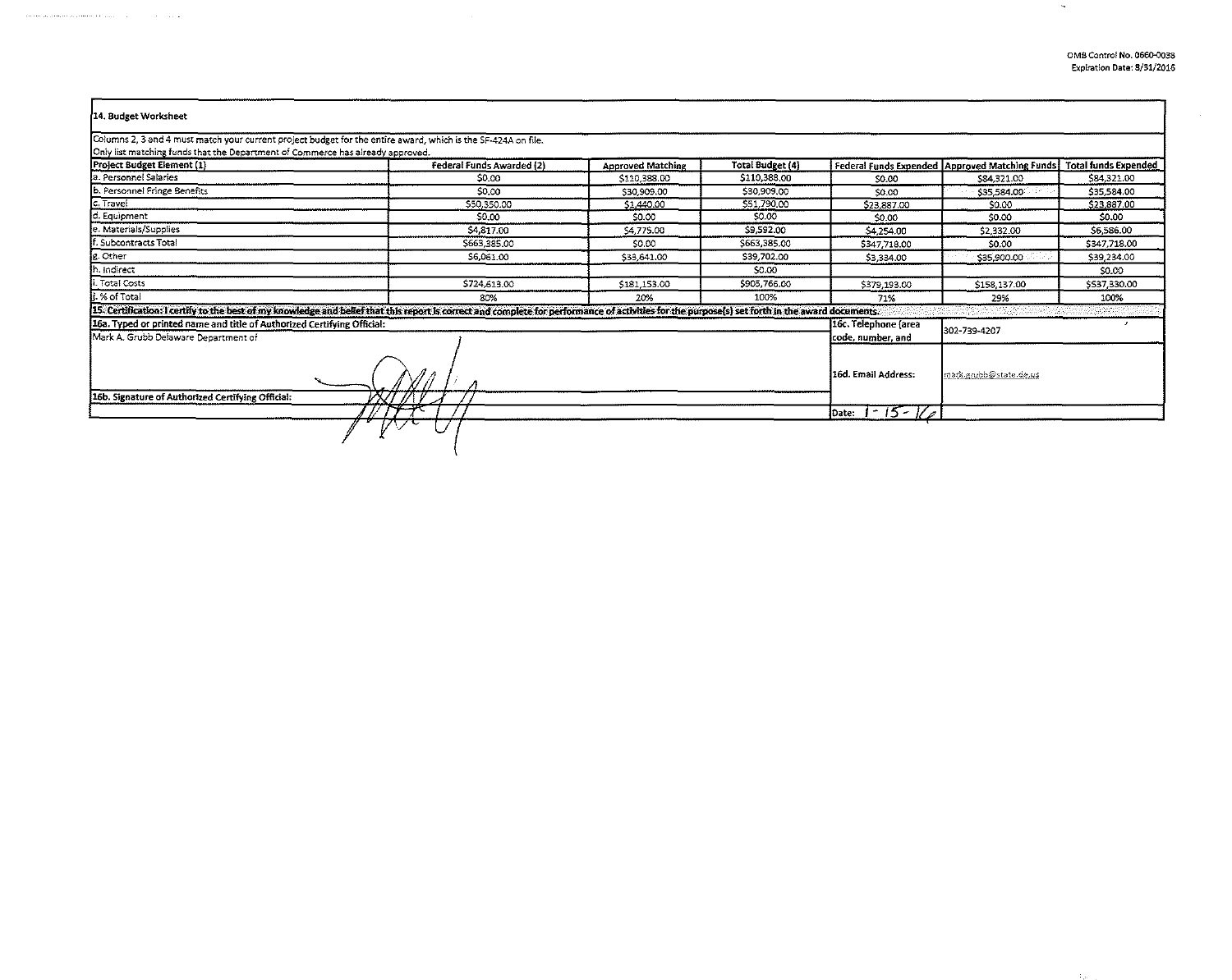OMB Control No. 0660-0038
Expiration Date: 8/31/2016

**14. Budget Worksheet**

Columns 2, 3 and 4 must match your current project budget for the entire award, which is the SF-424A on file.
Only list matching funds that the Department of Commerce has already approved.

| Project Budget Element (1) | Federal Funds Awarded (2) | Approved Matching | Total Budget (4) | Federal Funds Expended | Approved Matching Funds | Total funds Expended |
|---|---|---|---|---|---|---|
| a. Personnel Salaries | $0.00 | $110,388.00 | $110,388.00 | $0.00 | $84,321.00 | $84,321.00 |
| b. Personnel Fringe Benefits | $0.00 | $30,909.00 | $30,909.00 | $0.00 | $35,584.00 | $35,584.00 |
| c. Travel | $50,350.00 | $1,440.00 | $51,790.00 | $23,887.00 | $0.00 | $23,887.00 |
| d. Equipment | $0.00 | $0.00 | $0.00 | $0.00 | $0.00 | $0.00 |
| e. Materials/Supplies | $4,817.00 | $4,775.00 | $9,592.00 | $4,254.00 | $2,332.00 | $6,586.00 |
| f. Subcontracts Total | $663,385.00 | $0.00 | $663,385.00 | $347,718.00 | $0.00 | $347,718.00 |
| g. Other | $6,061.00 | $33,641.00 | $39,702.00 | $3,334.00 | $35,900.00 | $39,234.00 |
| h. Indirect | | | $0.00 | | | $0.00 |
| i. Total Costs | $724,613.00 | $181,153.00 | $905,766.00 | $379,193.00 | $158,137.00 | $537,330.00 |
| j. % of Total | 80% | 20% | 100% | 71% | 29% | 100% |

**15. Certification:** I certify to the best of my knowledge and belief that this report is correct and complete for performance of activities for the purpose(s) set forth in the award documents.

**16a. Typed or printed name and title of Authorized Certifying Official:**
Mark A. Grubb Delaware Department of

**16b. Signature of Authorized Certifying Official:**

**16c. Telephone (area code, number, and** 302-739-4207

**16d. Email Address:** mark.grubb@state.de.us

Date: 1-15-16